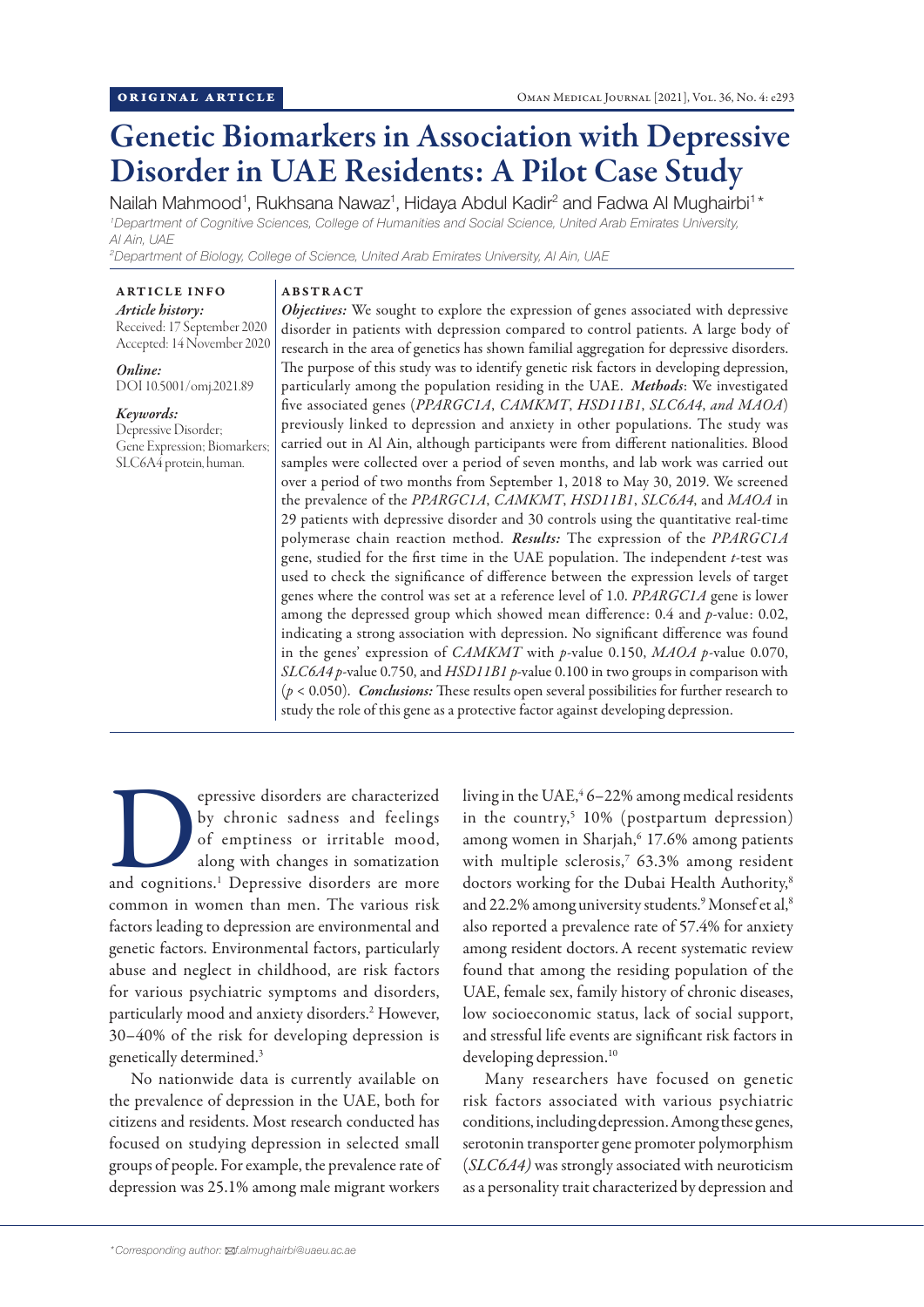ORIGINAL ARTICLE

# Genetic Biomarkers in Association with Depressive Disorder in UAE Residents: A Pilot Case Study

Nailah Mahmood[1], Rukhsana Nawaz[1], Hidaya Abdul Kadir[2] and Fadwa Al Mughairbi[1]*

[1]Department of Cognitive Sciences, College of Humanities and Social Science, United Arab Emirates University, Al Ain, UAE

[2]Department of Biology, College of Science, United Arab Emirates University, Al Ain, UAE

**ARTICLE INFO**

*Article history:*
Received: 17 September 2020
Accepted: 14 November 2020

*Online:*
DOI 10.5001/omj.2021.89

*Keywords:*
Depressive Disorder; Gene Expression; Biomarkers; SLC6A4 protein, human.

**ABSTRACT**

***Objectives:*** We sought to explore the expression of genes associated with depressive disorder in patients with depression compared to control patients. A large body of research in the area of genetics has shown familial aggregation for depressive disorders. The purpose of this study was to identify genetic risk factors in developing depression, particularly among the population residing in the UAE. ***Methods***: We investigated five associated genes (*PPARGC1A*, *CAMKMT*, *HSD11B1*, *SLC6A4, and MAOA*) previously linked to depression and anxiety in other populations. The study was carried out in Al Ain, although participants were from different nationalities. Blood samples were collected over a period of seven months, and lab work was carried out over a period of two months from September 1, 2018 to May 30, 2019. We screened the prevalence of the *PPARGC1A*, *CAMKMT*, *HSD11B1*, *SLC6A4*, and *MAOA* in 29 patients with depressive disorder and 30 controls using the quantitative real-time polymerase chain reaction method. ***Results:*** The expression of the *PPARGC1A* gene, studied for the first time in the UAE population. The independent *t*-test was used to check the significance of difference between the expression levels of target genes where the control was set at a reference level of 1.0. *PPARGC1A* gene is lower among the depressed group which showed mean difference: 0.4 and *p*-value: 0.02, indicating a strong association with depression. No significant difference was found in the genes' expression of *CAMKMT* with *p*-value 0.150, *MAOA p*-value 0.070, *SLC6A4 p*-value 0.750, and *HSD11B1 p*-value 0.100 in two groups in comparison with ($p < 0.050$). ***Conclusions:*** These results open several possibilities for further research to study the role of this gene as a protective factor against developing depression.

Depressive disorders are characterized by chronic sadness and feelings of emptiness or irritable mood, along with changes in somatization and cognitions.[1] Depressive disorders are more common in women than men. The various risk factors leading to depression are environmental and genetic factors. Environmental factors, particularly abuse and neglect in childhood, are risk factors for various psychiatric symptoms and disorders, particularly mood and anxiety disorders.[2] However, 30–40% of the risk for developing depression is genetically determined.[3]

No nationwide data is currently available on the prevalence of depression in the UAE, both for citizens and residents. Most research conducted has focused on studying depression in selected small groups of people. For example, the prevalence rate of depression was 25.1% among male migrant workers living in the UAE,[4] 6–22% among medical residents in the country,[5] 10% (postpartum depression) among women in Sharjah,[6] 17.6% among patients with multiple sclerosis,[7] 63.3% among resident doctors working for the Dubai Health Authority,[8] and 22.2% among university students.[9] Monsef et al,[8] also reported a prevalence rate of 57.4% for anxiety among resident doctors. A recent systematic review found that among the residing population of the UAE, female sex, family history of chronic diseases, low socioeconomic status, lack of social support, and stressful life events are significant risk factors in developing depression.[10]

Many researchers have focused on genetic risk factors associated with various psychiatric conditions, including depression. Among these genes, serotonin transporter gene promoter polymorphism (*SLC6A4)* was strongly associated with neuroticism as a personality trait characterized by depression and

*Corresponding author: f.almughairbi@uaeu.ac.ae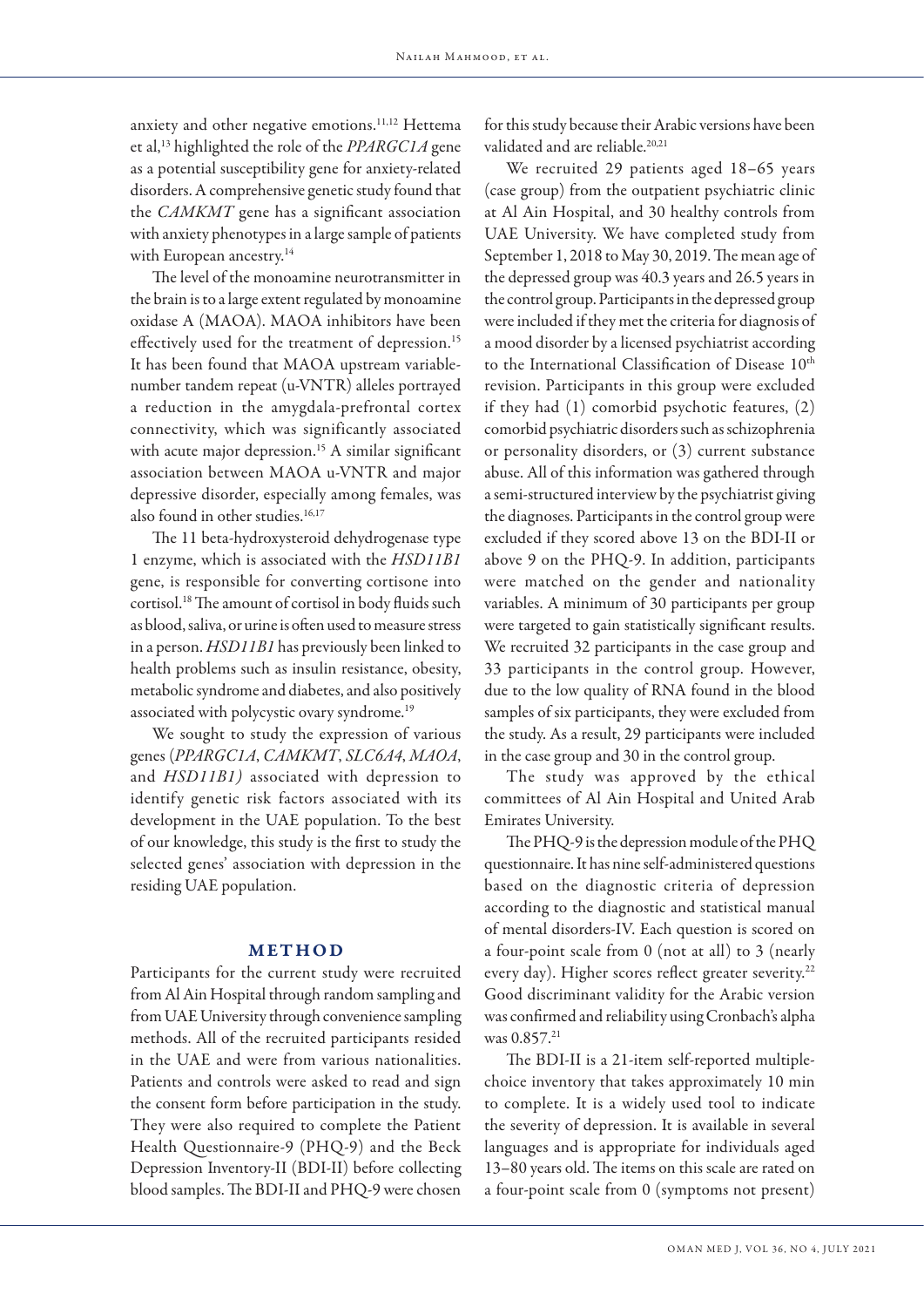anxiety and other negative emotions.[11,12] Hettema et al,[13] highlighted the role of the *PPARGC1A* gene as a potential susceptibility gene for anxiety-related disorders. A comprehensive genetic study found that the *CAMKMT* gene has a significant association with anxiety phenotypes in a large sample of patients with European ancestry.[14]

The level of the monoamine neurotransmitter in the brain is to a large extent regulated by monoamine oxidase A (MAOA). MAOA inhibitors have been effectively used for the treatment of depression.[15] It has been found that MAOA upstream variable-number tandem repeat (u-VNTR) alleles portrayed a reduction in the amygdala-prefrontal cortex connectivity, which was significantly associated with acute major depression.[15] A similar significant association between MAOA u-VNTR and major depressive disorder, especially among females, was also found in other studies.[16,17]

The 11 beta-hydroxysteroid dehydrogenase type 1 enzyme, which is associated with the *HSD11B1* gene, is responsible for converting cortisone into cortisol.[18] The amount of cortisol in body fluids such as blood, saliva, or urine is often used to measure stress in a person. *HSD11B1* has previously been linked to health problems such as insulin resistance, obesity, metabolic syndrome and diabetes, and also positively associated with polycystic ovary syndrome.[19]

We sought to study the expression of various genes (*PPARGC1A*, *CAMKMT*, *SLC6A4*, *MAOA*, and *HSD11B1)* associated with depression to identify genetic risk factors associated with its development in the UAE population. To the best of our knowledge, this study is the first to study the selected genes' association with depression in the residing UAE population.

## METHOD

Participants for the current study were recruited from Al Ain Hospital through random sampling and from UAE University through convenience sampling methods. All of the recruited participants resided in the UAE and were from various nationalities. Patients and controls were asked to read and sign the consent form before participation in the study. They were also required to complete the Patient Health Questionnaire-9 (PHQ-9) and the Beck Depression Inventory-II (BDI-II) before collecting blood samples. The BDI-II and PHQ-9 were chosen for this study because their Arabic versions have been validated and are reliable.[20,21]

We recruited 29 patients aged 18–65 years (case group) from the outpatient psychiatric clinic at Al Ain Hospital, and 30 healthy controls from UAE University. We have completed study from September 1, 2018 to May 30, 2019. The mean age of the depressed group was 40.3 years and 26.5 years in the control group. Participants in the depressed group were included if they met the criteria for diagnosis of a mood disorder by a licensed psychiatrist according to the International Classification of Disease 10th revision. Participants in this group were excluded if they had (1) comorbid psychotic features, (2) comorbid psychiatric disorders such as schizophrenia or personality disorders, or (3) current substance abuse. All of this information was gathered through a semi-structured interview by the psychiatrist giving the diagnoses. Participants in the control group were excluded if they scored above 13 on the BDI-II or above 9 on the PHQ-9. In addition, participants were matched on the gender and nationality variables. A minimum of 30 participants per group were targeted to gain statistically significant results. We recruited 32 participants in the case group and 33 participants in the control group. However, due to the low quality of RNA found in the blood samples of six participants, they were excluded from the study. As a result, 29 participants were included in the case group and 30 in the control group.

The study was approved by the ethical committees of Al Ain Hospital and United Arab Emirates University.

The PHQ-9 is the depression module of the PHQ questionnaire. It has nine self-administered questions based on the diagnostic criteria of depression according to the diagnostic and statistical manual of mental disorders-IV. Each question is scored on a four-point scale from 0 (not at all) to 3 (nearly every day). Higher scores reflect greater severity.[22] Good discriminant validity for the Arabic version was confirmed and reliability using Cronbach's alpha was 0.857.[21]

The BDI-II is a 21-item self-reported multiple-choice inventory that takes approximately 10 min to complete. It is a widely used tool to indicate the severity of depression. It is available in several languages and is appropriate for individuals aged 13–80 years old. The items on this scale are rated on a four-point scale from 0 (symptoms not present)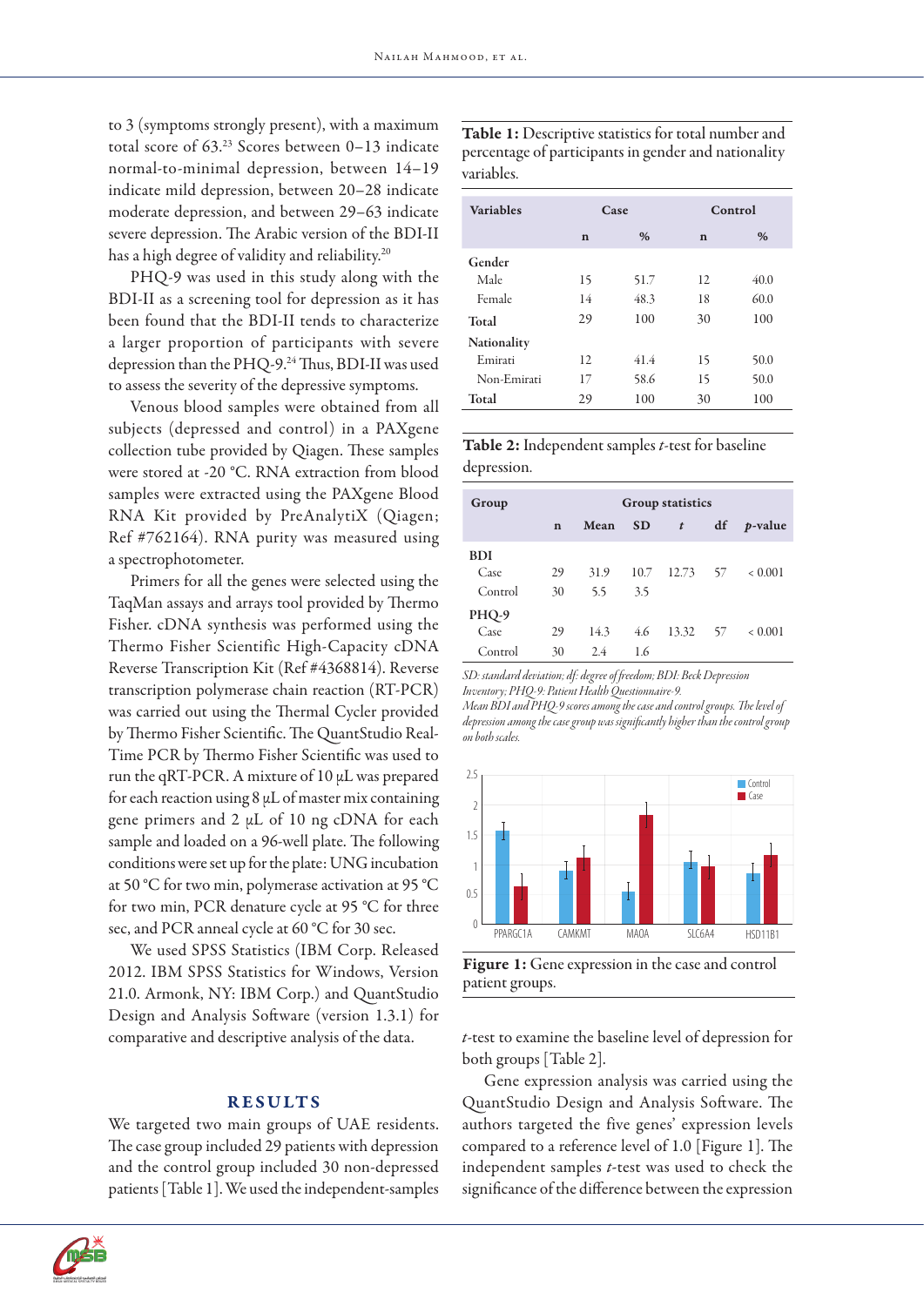to 3 (symptoms strongly present), with a maximum total score of 63.[23] Scores between 0–13 indicate normal-to-minimal depression, between 14–19 indicate mild depression, between 20–28 indicate moderate depression, and between 29–63 indicate severe depression. The Arabic version of the BDI-II has a high degree of validity and reliability.[20]

PHQ-9 was used in this study along with the BDI-II as a screening tool for depression as it has been found that the BDI-II tends to characterize a larger proportion of participants with severe depression than the PHQ-9.[24] Thus, BDI-II was used to assess the severity of the depressive symptoms.

Venous blood samples were obtained from all subjects (depressed and control) in a PAXgene collection tube provided by Qiagen. These samples were stored at -20 °C. RNA extraction from blood samples were extracted using the PAXgene Blood RNA Kit provided by PreAnalytiX (Qiagen; Ref #762164). RNA purity was measured using a spectrophotometer.

Primers for all the genes were selected using the TaqMan assays and arrays tool provided by Thermo Fisher. cDNA synthesis was performed using the Thermo Fisher Scientific High-Capacity cDNA Reverse Transcription Kit (Ref #4368814). Reverse transcription polymerase chain reaction (RT-PCR) was carried out using the Thermal Cycler provided by Thermo Fisher Scientific. The QuantStudio Real-Time PCR by Thermo Fisher Scientific was used to run the qRT-PCR. A mixture of 10 μL was prepared for each reaction using 8 μL of master mix containing gene primers and 2 μL of 10 ng cDNA for each sample and loaded on a 96-well plate. The following conditions were set up for the plate: UNG incubation at 50 °C for two min, polymerase activation at 95 °C for two min, PCR denature cycle at 95 °C for three sec, and PCR anneal cycle at 60 °C for 30 sec.

We used SPSS Statistics (IBM Corp. Released 2012. IBM SPSS Statistics for Windows, Version 21.0. Armonk, NY: IBM Corp.) and QuantStudio Design and Analysis Software (version 1.3.1) for comparative and descriptive analysis of the data.

## RESULTS

We targeted two main groups of UAE residents. The case group included 29 patients with depression and the control group included 30 non-depressed patients [Table 1]. We used the independent-samples *t*-test to examine the baseline level of depression for both groups [Table 2].

Gene expression analysis was carried using the QuantStudio Design and Analysis Software. The authors targeted the five genes' expression levels compared to a reference level of 1.0 [Figure 1]. The independent samples *t*-test was used to check the significance of the difference between the expression

**Table 1:** Descriptive statistics for total number and percentage of participants in gender and nationality variables.

| Variables | Case | | Control | |
|---|---|---|---|---|
| | n | % | n | % |
| **Gender** | | | | |
| Male | 15 | 51.7 | 12 | 40.0 |
| Female | 14 | 48.3 | 18 | 60.0 |
| **Total** | 29 | 100 | 30 | 100 |
| **Nationality** | | | | |
| Emirati | 12 | 41.4 | 15 | 50.0 |
| Non-Emirati | 17 | 58.6 | 15 | 50.0 |
| **Total** | 29 | 100 | 30 | 100 |

**Table 2:** Independent samples *t*-test for baseline depression.

| Group | Group statistics | | | | | |
|---|---|---|---|---|---|---|
| | n | Mean | SD | *t* | df | *p*-value |
| **BDI** | | | | | | |
| Case | 29 | 31.9 | 10.7 | 12.73 | 57 | < 0.001 |
| Control | 30 | 5.5 | 3.5 | | | |
| **PHQ-9** | | | | | | |
| Case | 29 | 14.3 | 4.6 | 13.32 | 57 | < 0.001 |
| Control | 30 | 2.4 | 1.6 | | | |

*SD: standard deviation; df: degree of freedom; BDI: Beck Depression Inventory; PHQ-9: Patient Health Questionnaire-9.*
*Mean BDI and PHQ-9 scores among the case and control groups. The level of depression among the case group was significantly higher than the control group on both scales.*

**Figure 1:** Gene expression in the case and control patient groups.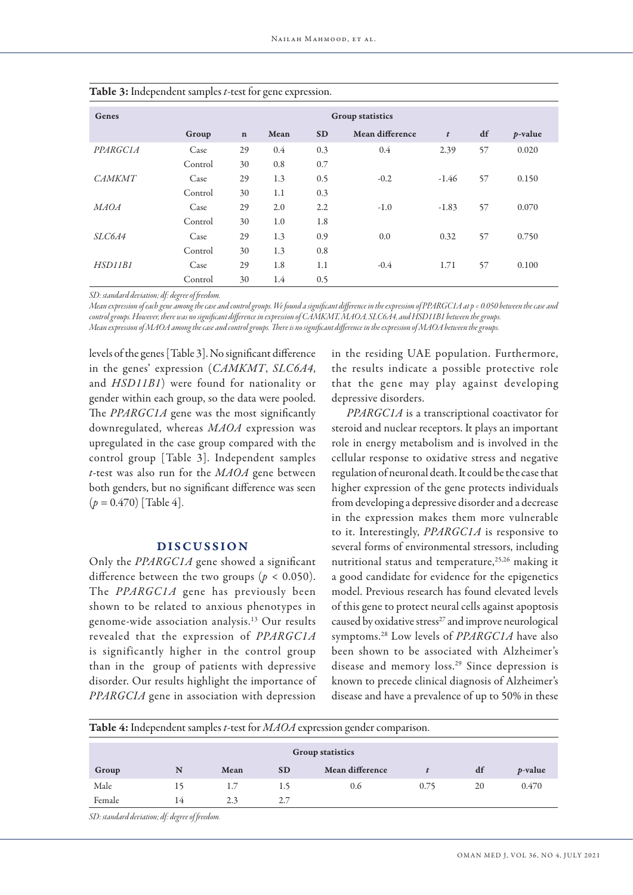**Table 3:** Independent samples *t*-test for gene expression.

| Genes | Group statistics | | | | | | | |
|---|---|---|---|---|---|---|---|---|
| | Group | n | Mean | SD | Mean difference | *t* | df | *p*-value |
| *PPARGC1A* | Case | 29 | 0.4 | 0.3 | 0.4 | 2.39 | 57 | 0.020 |
| | Control | 30 | 0.8 | 0.7 | | | | |
| *CAMKMT* | Case | 29 | 1.3 | 0.5 | -0.2 | -1.46 | 57 | 0.150 |
| | Control | 30 | 1.1 | 0.3 | | | | |
| *MAOA* | Case | 29 | 2.0 | 2.2 | -1.0 | -1.83 | 57 | 0.070 |
| | Control | 30 | 1.0 | 1.8 | | | | |
| *SLC6A4* | Case | 29 | 1.3 | 0.9 | 0.0 | 0.32 | 57 | 0.750 |
| | Control | 30 | 1.3 | 0.8 | | | | |
| *HSD11B1* | Case | 29 | 1.8 | 1.1 | -0.4 | 1.71 | 57 | 0.100 |
| | Control | 30 | 1.4 | 0.5 | | | | |

*SD: standard deviation; df: degree of freedom.*
*Mean expression of each gene among the case and control groups. We found a significant difference in the expression of PPARGC1A at $p < 0.050$ between the case and control groups. However, there was no significant difference in expression of CAMKMT, MAOA, SLC6A4, and HSD11B1 between the groups.*
*Mean expression of MAOA among the case and control groups. There is no significant difference in the expression of MAOA between the groups.*

levels of the genes [Table 3]. No significant difference in the genes' expression (*CAMKMT*, *SLC6A4*, and *HSD11B1*) were found for nationality or gender within each group, so the data were pooled. The *PPARGC1A* gene was the most significantly downregulated, whereas *MAOA* expression was upregulated in the case group compared with the control group [Table 3]. Independent samples *t*-test was also run for the *MAOA* gene between both genders, but no significant difference was seen ($p = 0.470$) [Table 4].

## DISCUSSION

Only the *PPARGC1A* gene showed a significant difference between the two groups ($p < 0.050$). The *PPARGC1A* gene has previously been shown to be related to anxious phenotypes in genome-wide association analysis.[13] Our results revealed that the expression of *PPARGC1A* is significantly higher in the control group than in the group of patients with depressive disorder. Our results highlight the importance of *PPARGCIA* gene in association with depression in the residing UAE population. Furthermore, the results indicate a possible protective role that the gene may play against developing depressive disorders.

*PPARGC1A* is a transcriptional coactivator for steroid and nuclear receptors. It plays an important role in energy metabolism and is involved in the cellular response to oxidative stress and negative regulation of neuronal death. It could be the case that higher expression of the gene protects individuals from developing a depressive disorder and a decrease in the expression makes them more vulnerable to it. Interestingly, *PPARGC1A* is responsive to several forms of environmental stressors, including nutritional status and temperature,[25,26] making it a good candidate for evidence for the epigenetics model. Previous research has found elevated levels of this gene to protect neural cells against apoptosis caused by oxidative stress[27] and improve neurological symptoms.[28] Low levels of *PPARGC1A* have also been shown to be associated with Alzheimer's disease and memory loss.[29] Since depression is known to precede clinical diagnosis of Alzheimer's disease and have a prevalence of up to 50% in these

**Table 4:** Independent samples *t*-test for *MAOA* expression gender comparison.

| Group statistics | | | | | | | |
|---|---|---|---|---|---|---|---|
| Group | N | Mean | SD | Mean difference | *t* | df | *p*-value |
| Male | 15 | 1.7 | 1.5 | 0.6 | 0.75 | 20 | 0.470 |
| Female | 14 | 2.3 | 2.7 | | | | |

*SD: standard deviation; df: degree of freedom.*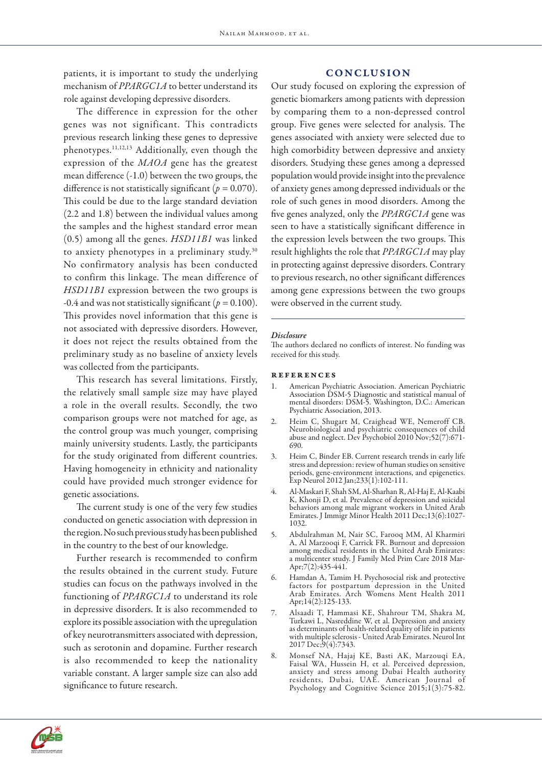patients, it is important to study the underlying mechanism of *PPARGC1A* to better understand its role against developing depressive disorders.

The difference in expression for the other genes was not significant. This contradicts previous research linking these genes to depressive phenotypes.[11,12,13] Additionally, even though the expression of the *MAOA* gene has the greatest mean difference (-1.0) between the two groups, the difference is not statistically significant ($p = 0.070$). This could be due to the large standard deviation (2.2 and 1.8) between the individual values among the samples and the highest standard error mean (0.5) among all the genes. *HSD11B1* was linked to anxiety phenotypes in a preliminary study.[30] No confirmatory analysis has been conducted to confirm this linkage. The mean difference of *HSD11B1* expression between the two groups is -0.4 and was not statistically significant ($p = 0.100$). This provides novel information that this gene is not associated with depressive disorders. However, it does not reject the results obtained from the preliminary study as no baseline of anxiety levels was collected from the participants.

This research has several limitations. Firstly, the relatively small sample size may have played a role in the overall results. Secondly, the two comparison groups were not matched for age, as the control group was much younger, comprising mainly university students. Lastly, the participants for the study originated from different countries. Having homogeneity in ethnicity and nationality could have provided much stronger evidence for genetic associations.

The current study is one of the very few studies conducted on genetic association with depression in the region. No such previous study has been published in the country to the best of our knowledge.

Further research is recommended to confirm the results obtained in the current study. Future studies can focus on the pathways involved in the functioning of *PPARGC1A* to understand its role in depressive disorders. It is also recommended to explore its possible association with the upregulation of key neurotransmitters associated with depression, such as serotonin and dopamine. Further research is also recommended to keep the nationality variable constant. A larger sample size can also add significance to future research.

## CONCLUSION

Our study focused on exploring the expression of genetic biomarkers among patients with depression by comparing them to a non-depressed control group. Five genes were selected for analysis. The genes associated with anxiety were selected due to high comorbidity between depressive and anxiety disorders. Studying these genes among a depressed population would provide insight into the prevalence of anxiety genes among depressed individuals or the role of such genes in mood disorders. Among the five genes analyzed, only the *PPARGC1A* gene was seen to have a statistically significant difference in the expression levels between the two groups. This result highlights the role that *PPARGC1A* may play in protecting against depressive disorders. Contrary to previous research, no other significant differences among gene expressions between the two groups were observed in the current study.

### *Disclosure*

The authors declared no conflicts of interest. No funding was received for this study.

### REFERENCES

1. American Psychiatric Association. American Psychiatric Association DSM-5 Diagnostic and statistical manual of mental disorders: DSM-5. Washington, D.C.: American Psychiatric Association, 2013.
2. Heim C, Shugart M, Craighead WE, Nemeroff CB. Neurobiological and psychiatric consequences of child abuse and neglect. Dev Psychobiol 2010 Nov;52(7):671-690.
3. Heim C, Binder EB. Current research trends in early life stress and depression: review of human studies on sensitive periods, gene-environment interactions, and epigenetics. Exp Neurol 2012 Jan;233(1):102-111.
4. Al-Maskari F, Shah SM, Al-Sharhan R, Al-Haj E, Al-Kaabi K, Khonji D, et al. Prevalence of depression and suicidal behaviors among male migrant workers in United Arab Emirates. J Immigr Minor Health 2011 Dec;13(6):1027-1032.
5. Abdulrahman M, Nair SC, Farooq MM, Al Kharmiri A, Al Marzooqi F, Carrick FR. Burnout and depression among medical residents in the United Arab Emirates: a multicenter study. J Family Med Prim Care 2018 Mar-Apr;7(2):435-441.
6. Hamdan A, Tamim H. Psychosocial risk and protective factors for postpartum depression in the United Arab Emirates. Arch Womens Ment Health 2011 Apr;14(2):125-133.
7. Alsaadi T, Hammasi KE, Shahrour TM, Shakra M, Turkawi L, Nasreddine W, et al. Depression and anxiety as determinants of health-related quality of life in patients with multiple sclerosis - United Arab Emirates. Neurol Int 2017 Dec;9(4):7343.
8. Monsef NA, Hajaj KE, Basti AK, Marzouqi EA, Faisal WA, Hussein H, et al. Perceived depression, anxiety and stress among Dubai Health authority residents, Dubai, UAE. American Journal of Psychology and Cognitive Science 2015;1(3):75-82.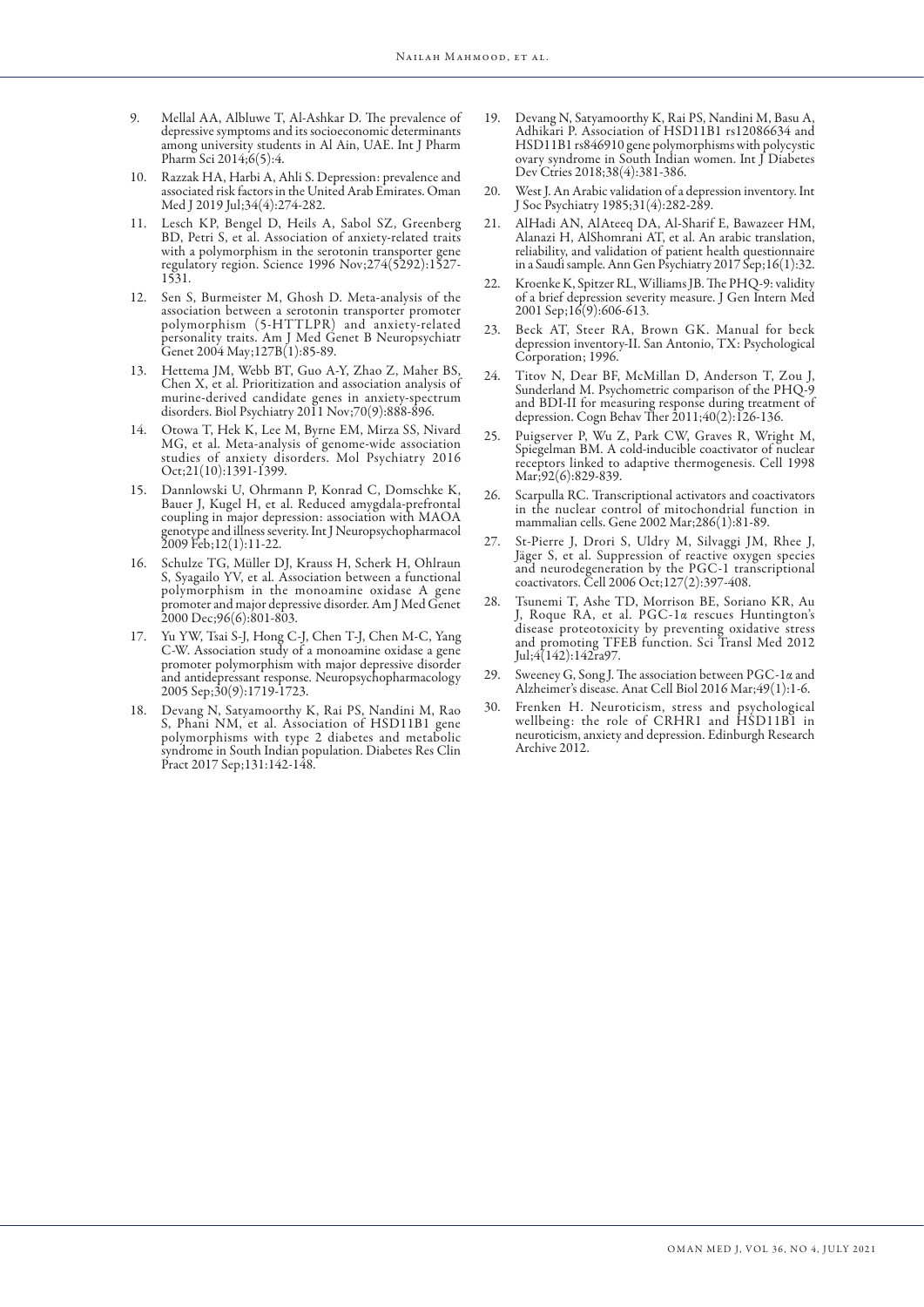9. Mellal AA, Albluwe T, Al-Ashkar D. The prevalence of depressive symptoms and its socioeconomic determinants among university students in Al Ain, UAE. Int J Pharm Pharm Sci 2014;6(5):4.
10. Razzak HA, Harbi A, Ahli S. Depression: prevalence and associated risk factors in the United Arab Emirates. Oman Med J 2019 Jul;34(4):274-282.
11. Lesch KP, Bengel D, Heils A, Sabol SZ, Greenberg BD, Petri S, et al. Association of anxiety-related traits with a polymorphism in the serotonin transporter gene regulatory region. Science 1996 Nov;274(5292):1527-1531.
12. Sen S, Burmeister M, Ghosh D. Meta-analysis of the association between a serotonin transporter promoter polymorphism (5-HTTLPR) and anxiety-related personality traits. Am J Med Genet B Neuropsychiatr Genet 2004 May;127B(1):85-89.
13. Hettema JM, Webb BT, Guo A-Y, Zhao Z, Maher BS, Chen X, et al. Prioritization and association analysis of murine-derived candidate genes in anxiety-spectrum disorders. Biol Psychiatry 2011 Nov;70(9):888-896.
14. Otowa T, Hek K, Lee M, Byrne EM, Mirza SS, Nivard MG, et al. Meta-analysis of genome-wide association studies of anxiety disorders. Mol Psychiatry 2016 Oct;21(10):1391-1399.
15. Dannlowski U, Ohrmann P, Konrad C, Domschke K, Bauer J, Kugel H, et al. Reduced amygdala-prefrontal coupling in major depression: association with MAOA genotype and illness severity. Int J Neuropsychopharmacol 2009 Feb;12(1):11-22.
16. Schulze TG, Müller DJ, Krauss H, Scherk H, Ohlraun S, Syagailo YV, et al. Association between a functional polymorphism in the monoamine oxidase A gene promoter and major depressive disorder. Am J Med Genet 2000 Dec;96(6):801-803.
17. Yu YW, Tsai S-J, Hong C-J, Chen T-J, Chen M-C, Yang C-W. Association study of a monoamine oxidase a gene promoter polymorphism with major depressive disorder and antidepressant response. Neuropsychopharmacology 2005 Sep;30(9):1719-1723.
18. Devang N, Satyamoorthy K, Rai PS, Nandini M, Rao S, Phani NM, et al. Association of HSD11B1 gene polymorphisms with type 2 diabetes and metabolic syndrome in South Indian population. Diabetes Res Clin Pract 2017 Sep;131:142-148.
19. Devang N, Satyamoorthy K, Rai PS, Nandini M, Basu A, Adhikari P. Association of HSD11B1 rs12086634 and HSD11B1 rs846910 gene polymorphisms with polycystic ovary syndrome in South Indian women. Int J Diabetes Dev Ctries 2018;38(4):381-386.
20. West J. An Arabic validation of a depression inventory. Int J Soc Psychiatry 1985;31(4):282-289.
21. AlHadi AN, AlAteeq DA, Al-Sharif E, Bawazeer HM, Alanazi H, AlShomrani AT, et al. An arabic translation, reliability, and validation of patient health questionnaire in a Saudi sample. Ann Gen Psychiatry 2017 Sep;16(1):32.
22. Kroenke K, Spitzer RL, Williams JB. The PHQ-9: validity of a brief depression severity measure. J Gen Intern Med 2001 Sep;16(9):606-613.
23. Beck AT, Steer RA, Brown GK. Manual for beck depression inventory-II. San Antonio, TX: Psychological Corporation; 1996.
24. Titov N, Dear BF, McMillan D, Anderson T, Zou J, Sunderland M. Psychometric comparison of the PHQ-9 and BDI-II for measuring response during treatment of depression. Cogn Behav Ther 2011;40(2):126-136.
25. Puigserver P, Wu Z, Park CW, Graves R, Wright M, Spiegelman BM. A cold-inducible coactivator of nuclear receptors linked to adaptive thermogenesis. Cell 1998 Mar;92(6):829-839.
26. Scarpulla RC. Transcriptional activators and coactivators in the nuclear control of mitochondrial function in mammalian cells. Gene 2002 Mar;286(1):81-89.
27. St-Pierre J, Drori S, Uldry M, Silvaggi JM, Rhee J, Jäger S, et al. Suppression of reactive oxygen species and neurodegeneration by the PGC-1 transcriptional coactivators. Cell 2006 Oct;127(2):397-408.
28. Tsunemi T, Ashe TD, Morrison BE, Soriano KR, Au J, Roque RA, et al. PGC-1α rescues Huntington's disease proteotoxicity by preventing oxidative stress and promoting TFEB function. Sci Transl Med 2012 Jul;4(142):142ra97.
29. Sweeney G, Song J. The association between PGC-1α and Alzheimer's disease. Anat Cell Biol 2016 Mar;49(1):1-6.
30. Frenken H. Neuroticism, stress and psychological wellbeing: the role of CRHR1 and HSD11B1 in neuroticism, anxiety and depression. Edinburgh Research Archive 2012.